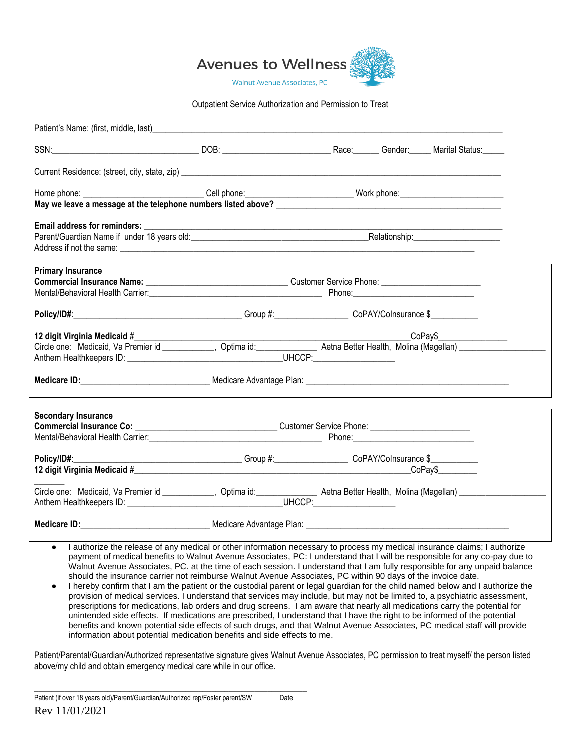# Avenues to Wellness

Walnut Avenue Associates, PC

Outpatient Service Authorization and Permission to Treat

Patient's Name: (first, middle, last)_______________________________________________

SSN:_______________________ DOB: ___________________ Race:______ Gender:_____ Marital Status:_____

Current Residence: (street, city, state, zip) _______________________________________________

Home phone: ___________________ Cell phone:___________________ Work phone:___________________

**May we leave a message at the telephone numbers listed above?** _______________________________

**Email address for reminders:** _______________________________________________

Parent/Guardian Name if under 18 years old:_______________________________Relationship:_______________

Address if not the same: _______________________________________________

**Primary Insurance**

**Commercial Insurance Name:** _______________________ Customer Service Phone: ___________________

Mental/Behavioral Health Carrier:_______________________________ Phone:___________________

**Policy/ID#:**_______________________________ Group #:_______________ CoPAY/CoInsurance $__________

**12 digit Virginia Medicaid #**_____________________________________________CoPay$_______________

Circle one: Medicaid, Va Premier id ___________, Optima id:_____________ Aetna Better Health, Molina (Magellan) ___________________

Anthem Healthkeepers ID: _____________________________UHCCP:__________________

**Medicare ID:**_______________________ Medicare Advantage Plan: _______________________________________

**Secondary Insurance**

**Commercial Insurance Co:** _______________________ Customer Service Phone: ___________________

Mental/Behavioral Health Carrier:_______________________________ Phone:___________________

**Policy/ID#:**_______________________________ Group #:_______________ CoPAY/CoInsurance $__________

**12 digit Virginia Medicaid #**_____________________________________________CoPay$________

_______

Circle one: Medicaid, Va Premier id ___________, Optima id:_____________ Aetna Better Health, Molina (Magellan) ___________________

Anthem Healthkeepers ID: _____________________________UHCCP:__________________

**Medicare ID:**_______________________ Medicare Advantage Plan: _______________________________________

- I authorize the release of any medical or other information necessary to process my medical insurance claims; I authorize payment of medical benefits to Walnut Avenue Associates, PC: I understand that I will be responsible for any co-pay due to Walnut Avenue Associates, PC. at the time of each session. I understand that I am fully responsible for any unpaid balance should the insurance carrier not reimburse Walnut Avenue Associates, PC within 90 days of the invoice date.
- I hereby confirm that I am the patient or the custodial parent or legal guardian for the child named below and I authorize the provision of medical services. I understand that services may include, but may not be limited to, a psychiatric assessment, prescriptions for medications, lab orders and drug screens. I am aware that nearly all medications carry the potential for unintended side effects. If medications are prescribed, I understand that I have the right to be informed of the potential benefits and known potential side effects of such drugs, and that Walnut Avenue Associates, PC medical staff will provide information about potential medication benefits and side effects to me.

Patient/Parental/Guardian/Authorized representative signature gives Walnut Avenue Associates, PC permission to treat myself/ the person listed above/my child and obtain emergency medical care while in our office.

_______________________________________________

Patient (if over 18 years old)/Parent/Guardian/Authorized rep/Foster parent/SW Date

Rev 11/01/2021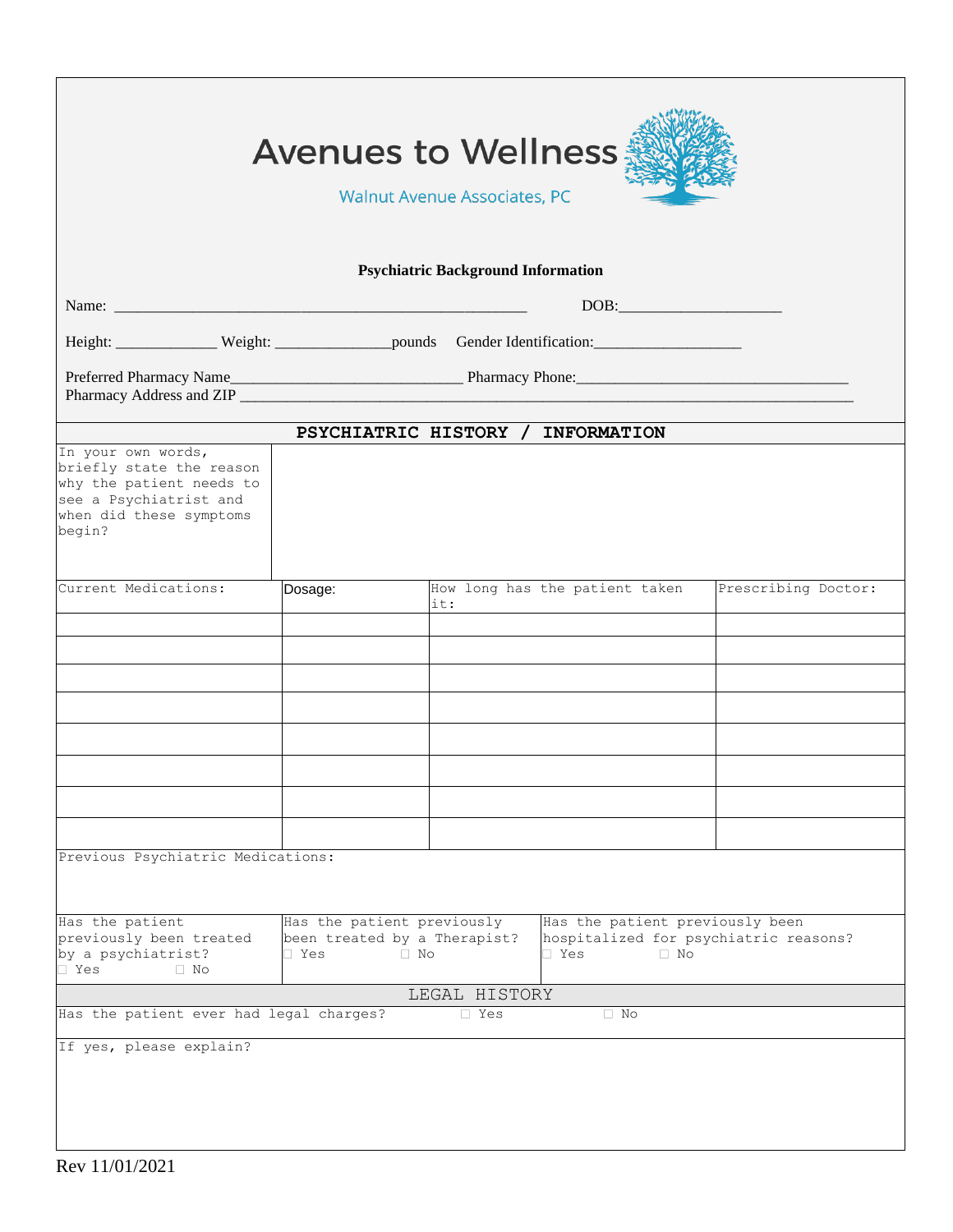# Avenues to Wellness

Walnut Avenue Associates, PC

## Psychiatric Background Information

Name: ______________________________________________________ DOB:_____________________

Height: _____________ Weight: _______________pounds Gender Identification:___________________

Preferred Pharmacy Name_____________________________ Pharmacy Phone:__________________________________

Pharmacy Address and ZIP ______________________________________________________________________________

## PSYCHIATRIC HISTORY / INFORMATION

| In your own words, briefly state the reason why the patient needs to see a Psychiatrist and when did these symptoms begin? | |
|---|---|

| Current Medications: | Dosage: | How long has the patient taken it: | Prescribing Doctor: |
|---|---|---|---|
| | | | |
| | | | |
| | | | |
| | | | |
| | | | |
| | | | |
| | | | |
| | | | |

Previous Psychiatric Medications:

| Has the patient previously been treated by a psychiatrist? ☐ Yes ☐ No | Has the patient previously been treated by a Therapist? ☐ Yes ☐ No | Has the patient previously been hospitalized for psychiatric reasons? ☐ Yes ☐ No |
|---|---|---|

## LEGAL HISTORY

Has the patient ever had legal charges? ☐ Yes ☐ No

If yes, please explain?

Rev 11/01/2021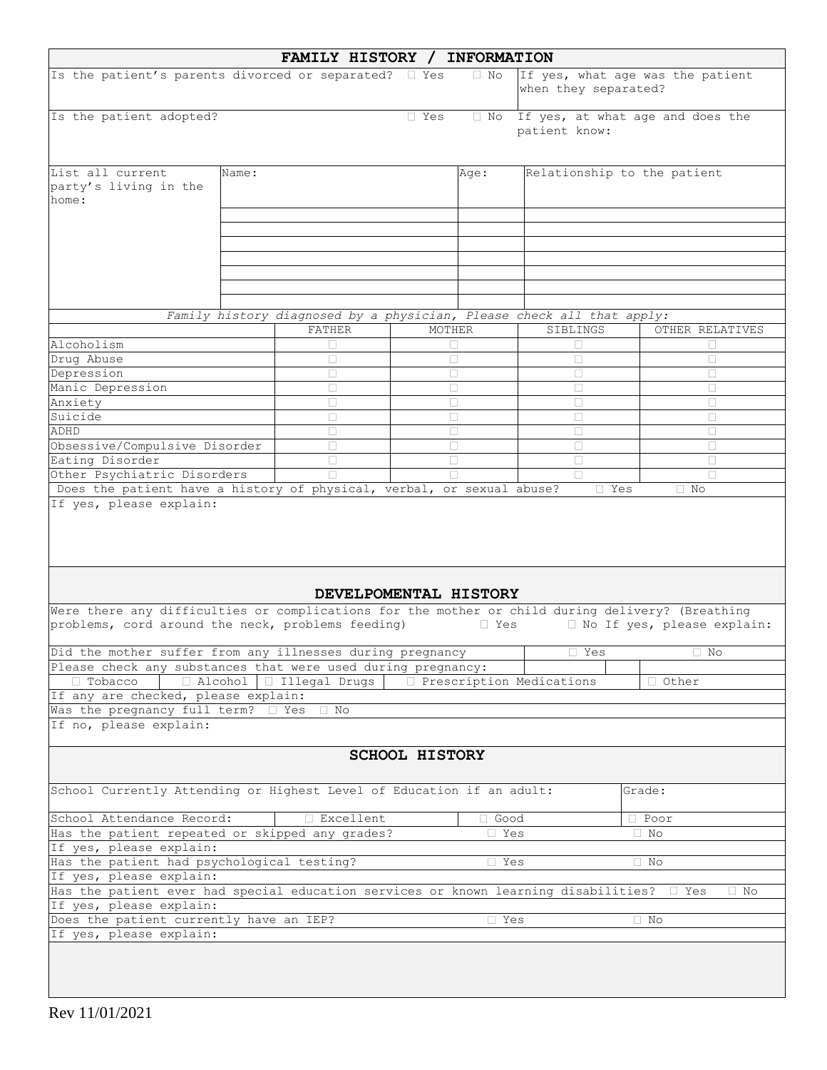## FAMILY HISTORY / INFORMATION

| Is the patient's parents divorced or separated? ☐ Yes ☐ No | If yes, what age was the patient when they separated? |
|---|---|
| Is the patient adopted? ☐ Yes ☐ No | If yes, at what age and does the patient know: |

| List all current party's living in the home: | Name: | Age: | Relationship to the patient |
|---|---|---|---|
| | | | |
| | | | |
| | | | |
| | | | |
| | | | |
| | | | |
| | | | |

*Family history diagnosed by a physician, Please check all that apply:*

| | FATHER | MOTHER | SIBLINGS | OTHER RELATIVES |
|---|---|---|---|---|
| Alcoholism | ☐ | ☐ | ☐ | ☐ |
| Drug Abuse | ☐ | ☐ | ☐ | ☐ |
| Depression | ☐ | ☐ | ☐ | ☐ |
| Manic Depression | ☐ | ☐ | ☐ | ☐ |
| Anxiety | ☐ | ☐ | ☐ | ☐ |
| Suicide | ☐ | ☐ | ☐ | ☐ |
| ADHD | ☐ | ☐ | ☐ | ☐ |
| Obsessive/Compulsive Disorder | ☐ | ☐ | ☐ | ☐ |
| Eating Disorder | ☐ | ☐ | ☐ | ☐ |
| Other Psychiatric Disorders | ☐ | ☐ | ☐ | ☐ |

Does the patient have a history of physical, verbal, or sexual abuse? ☐ Yes ☐ No

If yes, please explain:

## DEVELPOMENTAL HISTORY

Were there any difficulties or complications for the mother or child during delivery? (Breathing problems, cord around the neck, problems feeding) ☐ Yes ☐ No If yes, please explain:

Did the mother suffer from any illnesses during pregnancy ☐ Yes ☐ No

Please check any substances that were used during pregnancy:

☐ Tobacco ☐ Alcohol ☐ Illegal Drugs ☐ Prescription Medications ☐ Other

If any are checked, please explain:

Was the pregnancy full term? ☐ Yes ☐ No

If no, please explain:

## SCHOOL HISTORY

| School Currently Attending or Highest Level of Education if an adult: | Grade: |
|---|---|

School Attendance Record: ☐ Excellent ☐ Good ☐ Poor

Has the patient repeated or skipped any grades? ☐ Yes ☐ No

If yes, please explain:

Has the patient had psychological testing? ☐ Yes ☐ No

If yes, please explain:

Has the patient ever had special education services or known learning disabilities? ☐ Yes ☐ No

If yes, please explain:

Does the patient currently have an IEP? ☐ Yes ☐ No

If yes, please explain:

Rev 11/01/2021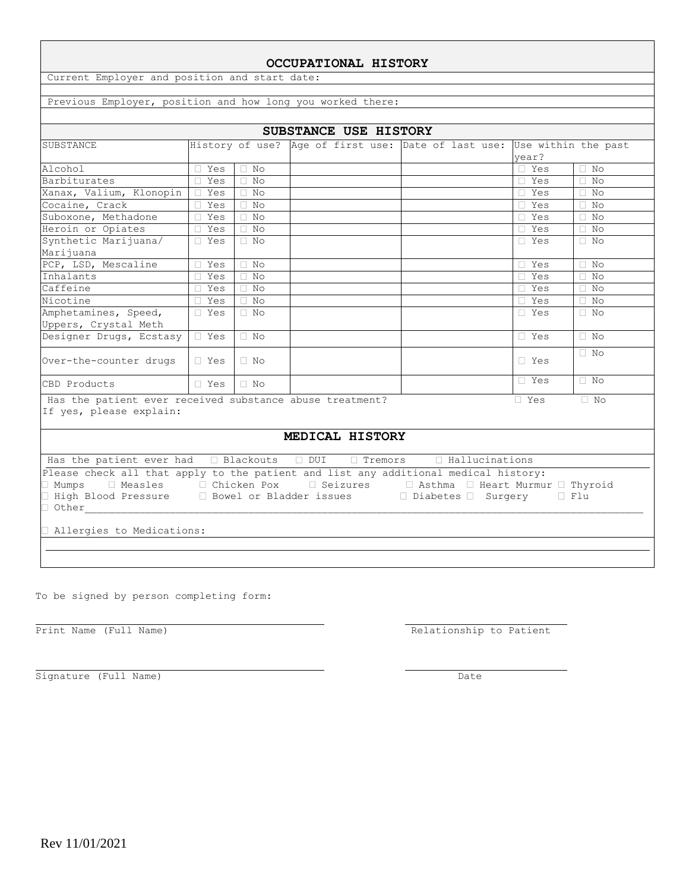## OCCUPATIONAL HISTORY

Current Employer and position and start date:

Previous Employer, position and how long you worked there:

## SUBSTANCE USE HISTORY

| SUBSTANCE | History of use? | | Age of first use: | Date of last use: | Use within the past year? | |
|---|---|---|---|---|---|---|
| Alcohol | ☐ Yes | ☐ No | | | ☐ Yes | ☐ No |
| Barbiturates | ☐ Yes | ☐ No | | | ☐ Yes | ☐ No |
| Xanax, Valium, Klonopin | ☐ Yes | ☐ No | | | ☐ Yes | ☐ No |
| Cocaine, Crack | ☐ Yes | ☐ No | | | ☐ Yes | ☐ No |
| Suboxone, Methadone | ☐ Yes | ☐ No | | | ☐ Yes | ☐ No |
| Heroin or Opiates | ☐ Yes | ☐ No | | | ☐ Yes | ☐ No |
| Synthetic Marijuana/ Marijuana | ☐ Yes | ☐ No | | | ☐ Yes | ☐ No |
| PCP, LSD, Mescaline | ☐ Yes | ☐ No | | | ☐ Yes | ☐ No |
| Inhalants | ☐ Yes | ☐ No | | | ☐ Yes | ☐ No |
| Caffeine | ☐ Yes | ☐ No | | | ☐ Yes | ☐ No |
| Nicotine | ☐ Yes | ☐ No | | | ☐ Yes | ☐ No |
| Amphetamines, Speed, Uppers, Crystal Meth | ☐ Yes | ☐ No | | | ☐ Yes | ☐ No |
| Designer Drugs, Ecstasy | ☐ Yes | ☐ No | | | ☐ Yes | ☐ No |
| Over-the-counter drugs | ☐ Yes | ☐ No | | | ☐ Yes | ☐ No |
| CBD Products | ☐ Yes | ☐ No | | | ☐ Yes | ☐ No |

Has the patient ever received substance abuse treatment? ☐ Yes ☐ No

If yes, please explain:

## MEDICAL HISTORY

Has the patient ever had ☐ Blackouts ☐ DUI ☐ Tremors ☐ Hallucinations

Please check all that apply to the patient and list any additional medical history:

☐ Mumps ☐ Measles ☐ Chicken Pox ☐ Seizures ☐ Asthma ☐ Heart Murmur ☐ Thyroid

☐ High Blood Pressure ☐ Bowel or Bladder issues ☐ Diabetes ☐ Surgery ☐ Flu

☐ Other________________________________________________________________________________

☐ Allergies to Medications:

______________________________________________________________________________________

To be signed by person completing form:

______________________________________ ______________________

Print Name (Full Name) Relationship to Patient

______________________________________ ______________________

Signature (Full Name) Date

Rev 11/01/2021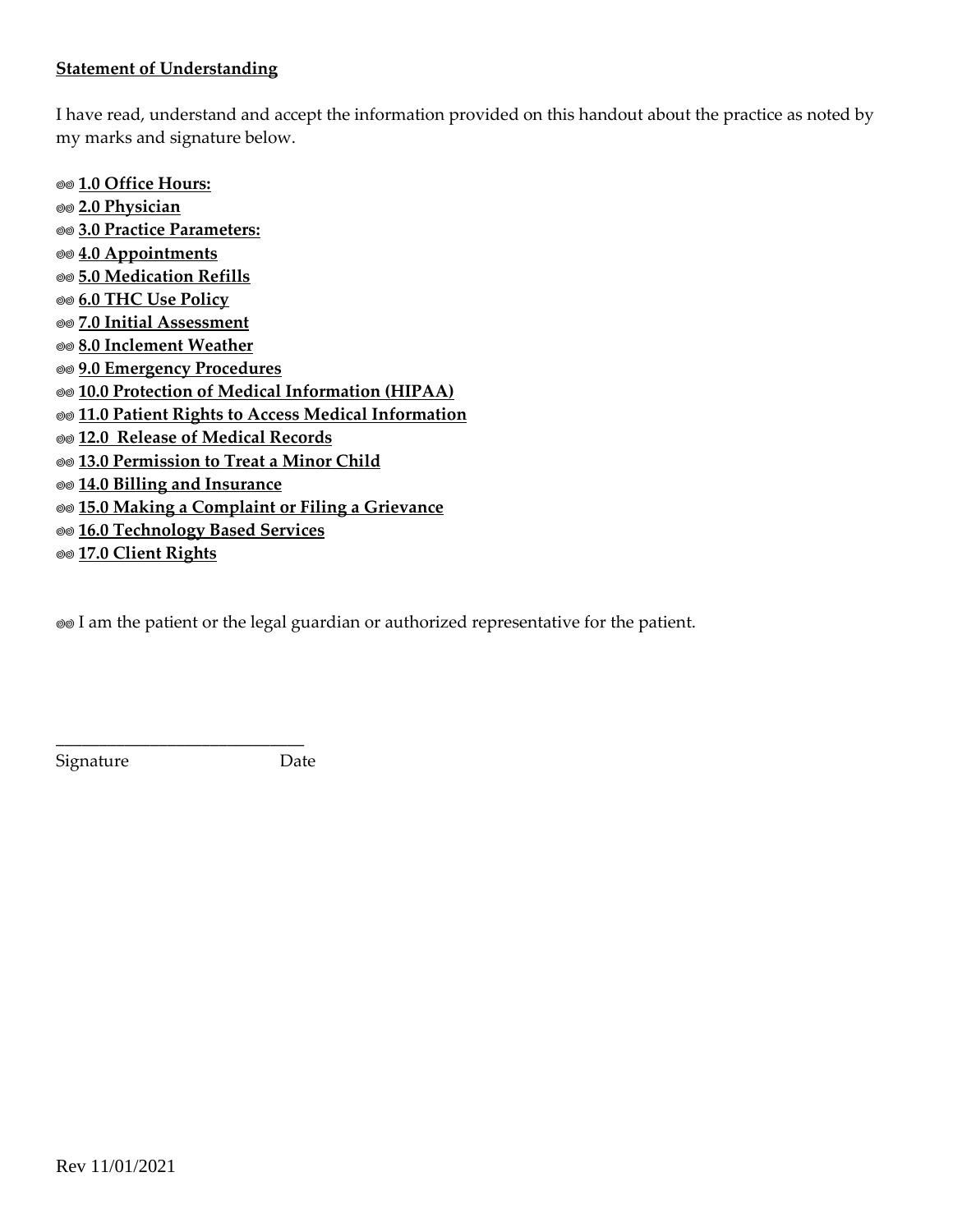**Statement of Understanding**

I have read, understand and accept the information provided on this handout about the practice as noted by my marks and signature below.

◎◎ **1.0 Office Hours:**
◎◎ **2.0 Physician**
◎◎ **3.0 Practice Parameters:**
◎◎ **4.0 Appointments**
◎◎ **5.0 Medication Refills**
◎◎ **6.0 THC Use Policy**
◎◎ **7.0 Initial Assessment**
◎◎ **8.0 Inclement Weather**
◎◎ **9.0 Emergency Procedures**
◎◎ **10.0 Protection of Medical Information (HIPAA)**
◎◎ **11.0 Patient Rights to Access Medical Information**
◎◎ **12.0 Release of Medical Records**
◎◎ **13.0 Permission to Treat a Minor Child**
◎◎ **14.0 Billing and Insurance**
◎◎ **15.0 Making a Complaint or Filing a Grievance**
◎◎ **16.0 Technology Based Services**
◎◎ **17.0 Client Rights**

◎◎ I am the patient or the legal guardian or authorized representative for the patient.

\_\_\_\_\_\_\_\_\_\_\_\_\_\_\_\_\_\_\_\_\_\_\_\_\_\_\_\_\_\_
Signature                    Date

Rev 11/01/2021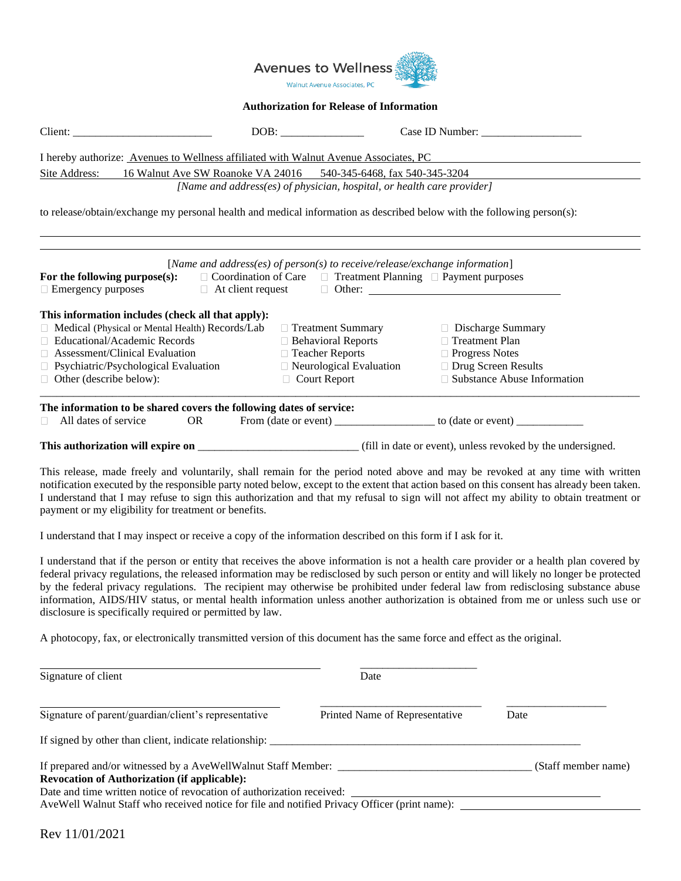Avenues to Wellness
Walnut Avenue Associates, PC

## Authorization for Release of Information

Client: ________________________ DOB: _______________ Case ID Number: __________________

I hereby authorize: Avenues to Wellness affiliated with Walnut Avenue Associates, PC

Site Address: 16 Walnut Ave SW Roanoke VA 24016 540-345-6468, fax 540-345-3204

*[Name and address(es) of physician, hospital, or health care provider]*

to release/obtain/exchange my personal health and medical information as described below with the following person(s):

_______________________________________________________________________________

_______________________________________________________________________________

[*Name and address(es) of person(s) to receive/release/exchange information*]

**For the following purpose(s):** ☐ Coordination of Care ☐ Treatment Planning ☐ Payment purposes ☐ Emergency purposes ☐ At client request ☐ Other: ______________________________

**This information includes (check all that apply):**

| | | |
|---|---|---|
| ☐ Medical (Physical or Mental Health) Records/Lab | ☐ Treatment Summary | ☐ Discharge Summary |
| ☐ Educational/Academic Records | ☐ Behavioral Reports | ☐ Treatment Plan |
| ☐ Assessment/Clinical Evaluation | ☐ Teacher Reports | ☐ Progress Notes |
| ☐ Psychiatric/Psychological Evaluation | ☐ Neurological Evaluation | ☐ Drug Screen Results |
| ☐ Other (describe below): | ☐ Court Report | ☐ Substance Abuse Information |

_______________________________________________________________________________

**The information to be shared covers the following dates of service:**

☐ All dates of service OR From (date or event) _________________ to (date or event) ____________

**This authorization will expire on** ____________________________ (fill in date or event), unless revoked by the undersigned.

This release, made freely and voluntarily, shall remain for the period noted above and may be revoked at any time with written notification executed by the responsible party noted below, except to the extent that action based on this consent has already been taken. I understand that I may refuse to sign this authorization and that my refusal to sign will not affect my ability to obtain treatment or payment or my eligibility for treatment or benefits.

I understand that I may inspect or receive a copy of the information described on this form if I ask for it.

I understand that if the person or entity that receives the above information is not a health care provider or a health plan covered by federal privacy regulations, the released information may be redisclosed by such person or entity and will likely no longer be protected by the federal privacy regulations. The recipient may otherwise be prohibited under federal law from redisclosing substance abuse information, AIDS/HIV status, or mental health information unless another authorization is obtained from me or unless such use or disclosure is specifically required or permitted by law.

A photocopy, fax, or electronically transmitted version of this document has the same force and effect as the original.

______________________________________________ _____________________

Signature of client Date

________________________________________ _____________________________ ___________________

Signature of parent/guardian/client's representative Printed Name of Representative Date

If signed by other than client, indicate relationship: ___________________________________________________________

If prepared and/or witnessed by a AveWellWalnut Staff Member: __________________________________ (Staff member name)

**Revocation of Authorization (if applicable):**

Date and time written notice of revocation of authorization received: ________________________________________

AveWell Walnut Staff who received notice for file and notified Privacy Officer (print name): ______________________

Rev 11/01/2021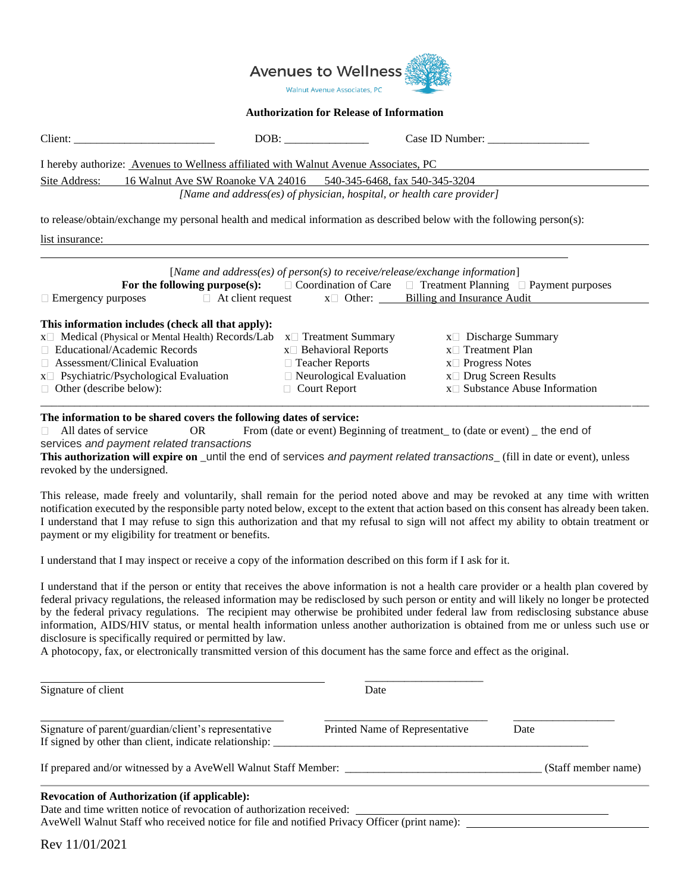Avenues to Wellness

Walnut Avenue Associates, PC

**Authorization for Release of Information**

Client: ________________________ DOB: ______________ Case ID Number: _________________

I hereby authorize: Avenues to Wellness affiliated with Walnut Avenue Associates, PC

Site Address: 16 Walnut Ave SW Roanoke VA 24016 540-345-6468, fax 540-345-3204

*[Name and address(es) of physician, hospital, or health care provider]*

to release/obtain/exchange my personal health and medical information as described below with the following person(s):

list insurance: ______________________________________________

______________________________________________

[*Name and address(es) of person(s) to receive/release/exchange information*]

**For the following purpose(s):** ☐ Coordination of Care ☐ Treatment Planning ☐ Payment purposes ☐ Emergency purposes ☐ At client request x☐ Other: Billing and Insurance Audit

**This information includes (check all that apply):**

| | | |
|---|---|---|
| x☐ Medical (Physical or Mental Health) Records/Lab | x☐ Treatment Summary | x☐ Discharge Summary |
| ☐ Educational/Academic Records | x☐ Behavioral Reports | x☐ Treatment Plan |
| ☐ Assessment/Clinical Evaluation | ☐ Teacher Reports | x☐ Progress Notes |
| x☐ Psychiatric/Psychological Evaluation | ☐ Neurological Evaluation | x☐ Drug Screen Results |
| ☐ Other (describe below): | ☐ Court Report | x☐ Substance Abuse Information |

______________________________________________

**The information to be shared covers the following dates of service:**

☐ All dates of service OR From (date or event) Beginning of treatment_ to (date or event) _ the end of services *and payment related transactions*

**This authorization will expire on** _until the end of services *and payment related transactions*_ (fill in date or event), unless revoked by the undersigned.

This release, made freely and voluntarily, shall remain for the period noted above and may be revoked at any time with written notification executed by the responsible party noted below, except to the extent that action based on this consent has already been taken. I understand that I may refuse to sign this authorization and that my refusal to sign will not affect my ability to obtain treatment or payment or my eligibility for treatment or benefits.

I understand that I may inspect or receive a copy of the information described on this form if I ask for it.

I understand that if the person or entity that receives the above information is not a health care provider or a health plan covered by federal privacy regulations, the released information may be redisclosed by such person or entity and will likely no longer be protected by the federal privacy regulations. The recipient may otherwise be prohibited under federal law from redisclosing substance abuse information, AIDS/HIV status, or mental health information unless another authorization is obtained from me or unless such use or disclosure is specifically required or permitted by law.

A photocopy, fax, or electronically transmitted version of this document has the same force and effect as the original.

______________________________________________ ____________________

Signature of client Date

______________________________________________ ____________________________ __________________

Signature of parent/guardian/client's representative Printed Name of Representative Date

If signed by other than client, indicate relationship: ______________________________________________

If prepared and/or witnessed by a AveWell Walnut Staff Member: ________________________________ (Staff member name)

**Revocation of Authorization (if applicable):**

Date and time written notice of revocation of authorization received: ______________________________________________

AveWell Walnut Staff who received notice for file and notified Privacy Officer (print name): ______________________________

Rev 11/01/2021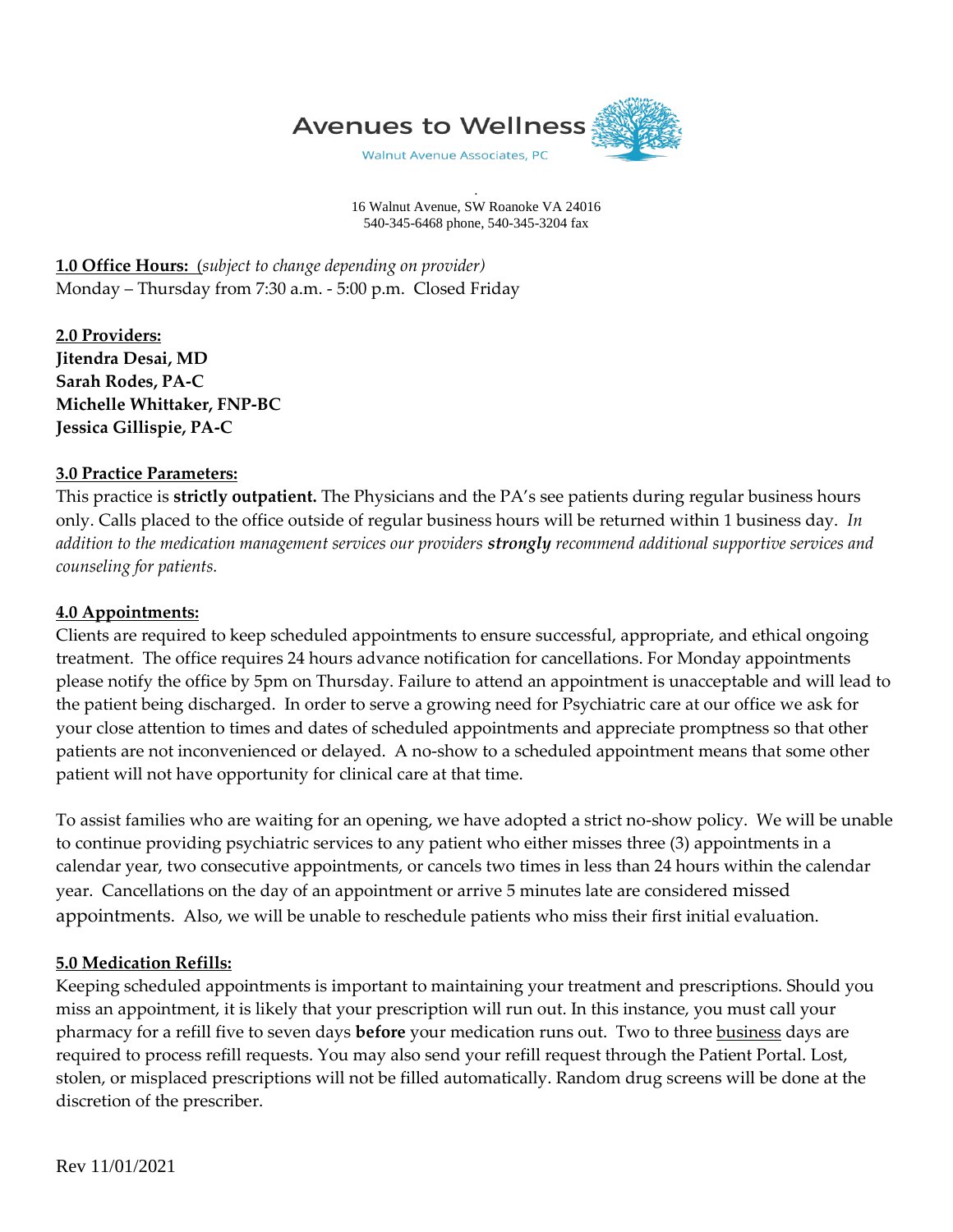Avenues to Wellness

Walnut Avenue Associates, PC

16 Walnut Avenue, SW Roanoke VA 24016
540-345-6468 phone, 540-345-3204 fax

**1.0 Office Hours:** *(subject to change depending on provider)*
Monday – Thursday from 7:30 a.m. - 5:00 p.m. Closed Friday

**2.0 Providers:**
**Jitendra Desai, MD**
**Sarah Rodes, PA-C**
**Michelle Whittaker, FNP-BC**
**Jessica Gillispie, PA-C**

**3.0 Practice Parameters:**
This practice is **strictly outpatient.** The Physicians and the PA's see patients during regular business hours only. Calls placed to the office outside of regular business hours will be returned within 1 business day. *In addition to the medication management services our providers* ***strongly*** *recommend additional supportive services and counseling for patients.*

**4.0 Appointments:**
Clients are required to keep scheduled appointments to ensure successful, appropriate, and ethical ongoing treatment. The office requires 24 hours advance notification for cancellations. For Monday appointments please notify the office by 5pm on Thursday. Failure to attend an appointment is unacceptable and will lead to the patient being discharged. In order to serve a growing need for Psychiatric care at our office we ask for your close attention to times and dates of scheduled appointments and appreciate promptness so that other patients are not inconvenienced or delayed. A no-show to a scheduled appointment means that some other patient will not have opportunity for clinical care at that time.

To assist families who are waiting for an opening, we have adopted a strict no-show policy. We will be unable to continue providing psychiatric services to any patient who either misses three (3) appointments in a calendar year, two consecutive appointments, or cancels two times in less than 24 hours within the calendar year. Cancellations on the day of an appointment or arrive 5 minutes late are considered missed appointments. Also, we will be unable to reschedule patients who miss their first initial evaluation.

**5.0 Medication Refills:**
Keeping scheduled appointments is important to maintaining your treatment and prescriptions. Should you miss an appointment, it is likely that your prescription will run out. In this instance, you must call your pharmacy for a refill five to seven days **before** your medication runs out. Two to three business days are required to process refill requests. You may also send your refill request through the Patient Portal. Lost, stolen, or misplaced prescriptions will not be filled automatically. Random drug screens will be done at the discretion of the prescriber.

Rev 11/01/2021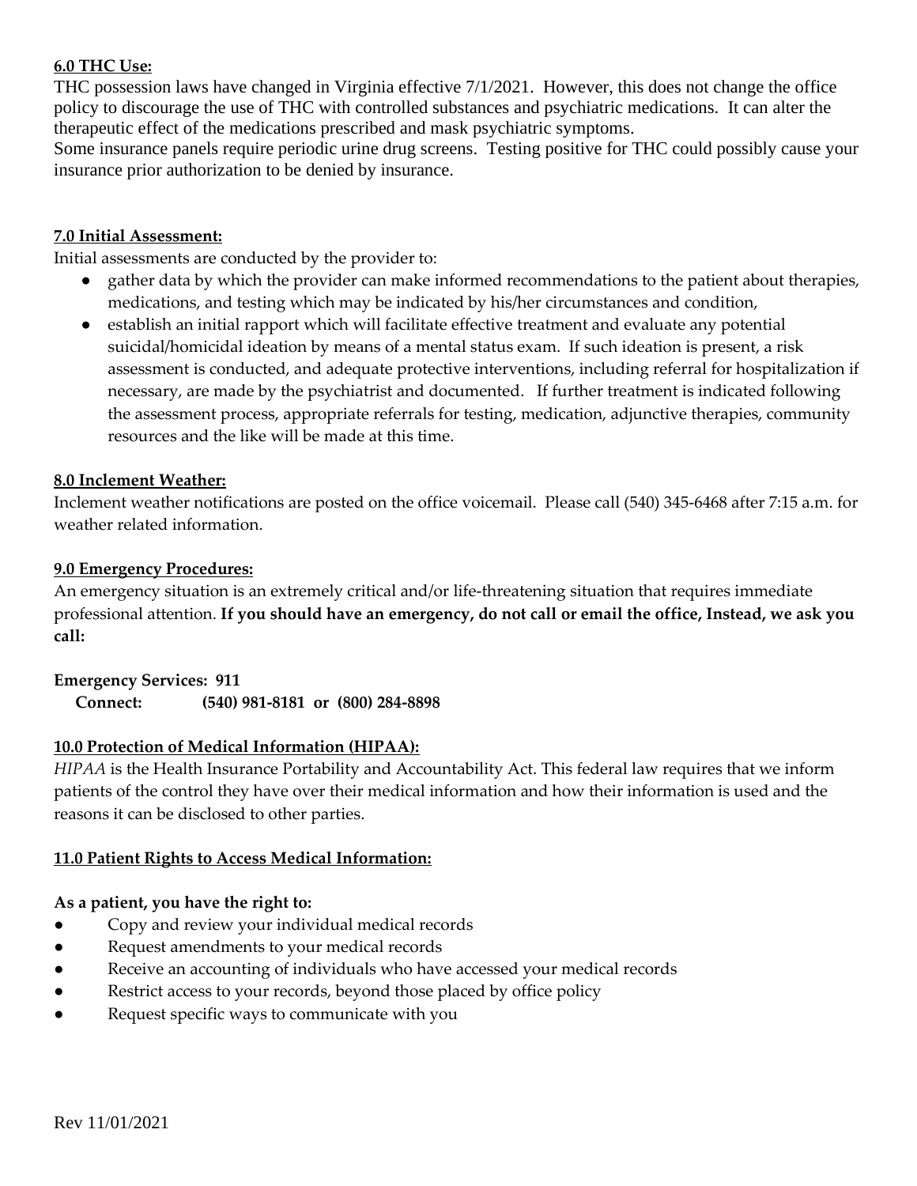### 6.0 THC Use:

THC possession laws have changed in Virginia effective 7/1/2021. However, this does not change the office policy to discourage the use of THC with controlled substances and psychiatric medications. It can alter the therapeutic effect of the medications prescribed and mask psychiatric symptoms.

Some insurance panels require periodic urine drug screens. Testing positive for THC could possibly cause your insurance prior authorization to be denied by insurance.

### 7.0 Initial Assessment:

Initial assessments are conducted by the provider to:

- gather data by which the provider can make informed recommendations to the patient about therapies, medications, and testing which may be indicated by his/her circumstances and condition,
- establish an initial rapport which will facilitate effective treatment and evaluate any potential suicidal/homicidal ideation by means of a mental status exam. If such ideation is present, a risk assessment is conducted, and adequate protective interventions, including referral for hospitalization if necessary, are made by the psychiatrist and documented. If further treatment is indicated following the assessment process, appropriate referrals for testing, medication, adjunctive therapies, community resources and the like will be made at this time.

### 8.0 Inclement Weather:

Inclement weather notifications are posted on the office voicemail. Please call (540) 345-6468 after 7:15 a.m. for weather related information.

### 9.0 Emergency Procedures:

An emergency situation is an extremely critical and/or life-threatening situation that requires immediate professional attention. **If you should have an emergency, do not call or email the office, Instead, we ask you call:**

**Emergency Services: 911**
**Connect: (540) 981-8181 or (800) 284-8898**

### 10.0 Protection of Medical Information (HIPAA):

*HIPAA* is the Health Insurance Portability and Accountability Act. This federal law requires that we inform patients of the control they have over their medical information and how their information is used and the reasons it can be disclosed to other parties.

### 11.0 Patient Rights to Access Medical Information:

**As a patient, you have the right to:**

- Copy and review your individual medical records
- Request amendments to your medical records
- Receive an accounting of individuals who have accessed your medical records
- Restrict access to your records, beyond those placed by office policy
- Request specific ways to communicate with you

Rev 11/01/2021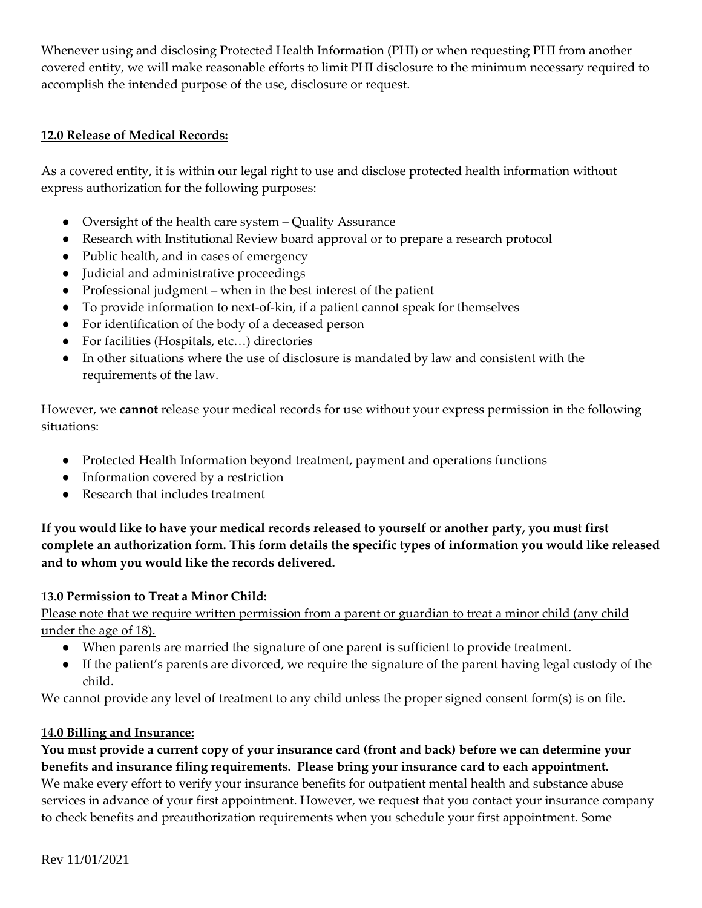Whenever using and disclosing Protected Health Information (PHI) or when requesting PHI from another covered entity, we will make reasonable efforts to limit PHI disclosure to the minimum necessary required to accomplish the intended purpose of the use, disclosure or request.

## 12.0 Release of Medical Records:

As a covered entity, it is within our legal right to use and disclose protected health information without express authorization for the following purposes:

- Oversight of the health care system – Quality Assurance
- Research with Institutional Review board approval or to prepare a research protocol
- Public health, and in cases of emergency
- Judicial and administrative proceedings
- Professional judgment – when in the best interest of the patient
- To provide information to next-of-kin, if a patient cannot speak for themselves
- For identification of the body of a deceased person
- For facilities (Hospitals, etc…) directories
- In other situations where the use of disclosure is mandated by law and consistent with the requirements of the law.

However, we **cannot** release your medical records for use without your express permission in the following situations:

- Protected Health Information beyond treatment, payment and operations functions
- Information covered by a restriction
- Research that includes treatment

**If you would like to have your medical records released to yourself or another party, you must first complete an authorization form. This form details the specific types of information you would like released and to whom you would like the records delivered.**

## 13.0 Permission to Treat a Minor Child:

Please note that we require written permission from a parent or guardian to treat a minor child (any child under the age of 18).

- When parents are married the signature of one parent is sufficient to provide treatment.
- If the patient's parents are divorced, we require the signature of the parent having legal custody of the child.

We cannot provide any level of treatment to any child unless the proper signed consent form(s) is on file.

## 14.0 Billing and Insurance:

**You must provide a current copy of your insurance card (front and back) before we can determine your benefits and insurance filing requirements. Please bring your insurance card to each appointment.**
We make every effort to verify your insurance benefits for outpatient mental health and substance abuse services in advance of your first appointment. However, we request that you contact your insurance company to check benefits and preauthorization requirements when you schedule your first appointment. Some

Rev 11/01/2021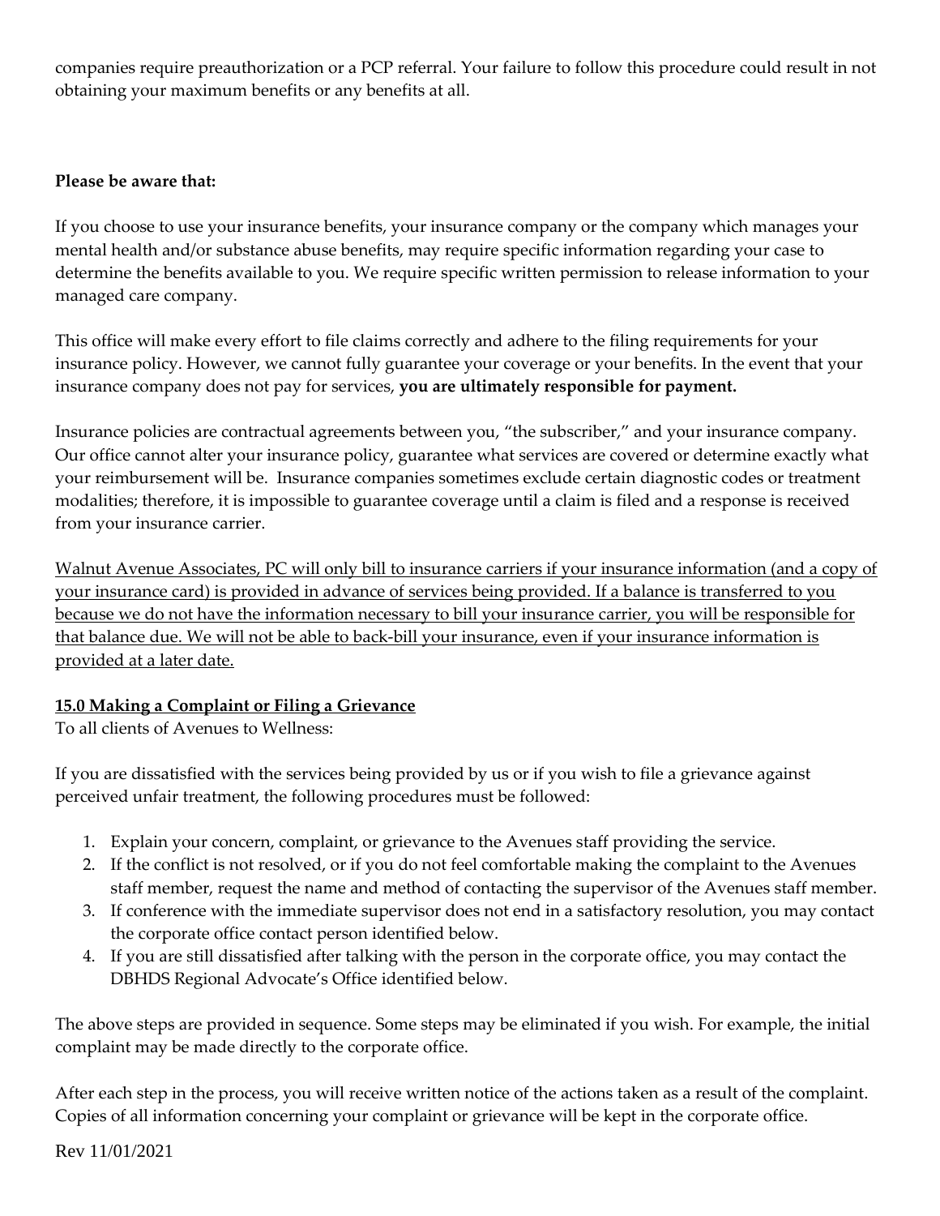companies require preauthorization or a PCP referral. Your failure to follow this procedure could result in not obtaining your maximum benefits or any benefits at all.

**Please be aware that:**

If you choose to use your insurance benefits, your insurance company or the company which manages your mental health and/or substance abuse benefits, may require specific information regarding your case to determine the benefits available to you. We require specific written permission to release information to your managed care company.

This office will make every effort to file claims correctly and adhere to the filing requirements for your insurance policy. However, we cannot fully guarantee your coverage or your benefits. In the event that your insurance company does not pay for services, **you are ultimately responsible for payment.**

Insurance policies are contractual agreements between you, "the subscriber," and your insurance company. Our office cannot alter your insurance policy, guarantee what services are covered or determine exactly what your reimbursement will be. Insurance companies sometimes exclude certain diagnostic codes or treatment modalities; therefore, it is impossible to guarantee coverage until a claim is filed and a response is received from your insurance carrier.

<u>Walnut Avenue Associates, PC will only bill to insurance carriers if your insurance information (and a copy of your insurance card) is provided in advance of services being provided. If a balance is transferred to you because we do not have the information necessary to bill your insurance carrier, you will be responsible for that balance due. We will not be able to back-bill your insurance, even if your insurance information is provided at a later date.</u>

**<u>15.0 Making a Complaint or Filing a Grievance</u>**

To all clients of Avenues to Wellness:

If you are dissatisfied with the services being provided by us or if you wish to file a grievance against perceived unfair treatment, the following procedures must be followed:

1. Explain your concern, complaint, or grievance to the Avenues staff providing the service.
2. If the conflict is not resolved, or if you do not feel comfortable making the complaint to the Avenues staff member, request the name and method of contacting the supervisor of the Avenues staff member.
3. If conference with the immediate supervisor does not end in a satisfactory resolution, you may contact the corporate office contact person identified below.
4. If you are still dissatisfied after talking with the person in the corporate office, you may contact the DBHDS Regional Advocate's Office identified below.

The above steps are provided in sequence. Some steps may be eliminated if you wish. For example, the initial complaint may be made directly to the corporate office.

After each step in the process, you will receive written notice of the actions taken as a result of the complaint. Copies of all information concerning your complaint or grievance will be kept in the corporate office.

Rev 11/01/2021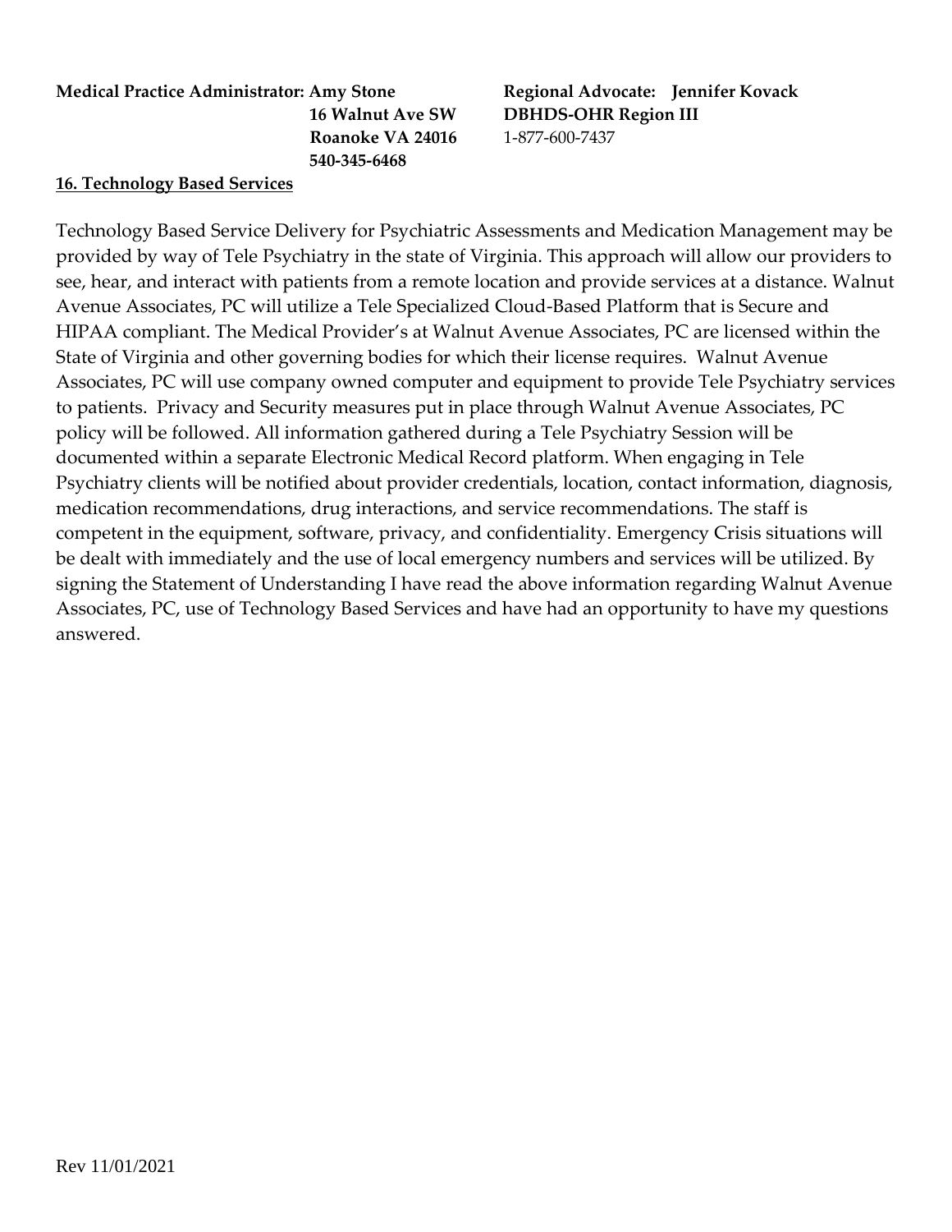**Medical Practice Administrator: Amy Stone**
**16 Walnut Ave SW**
**Roanoke VA 24016**
**540-345-6468**

**Regional Advocate: Jennifer Kovack**
**DBHDS-OHR Region III**
1-877-600-7437

**<u>16. Technology Based Services</u>**

Technology Based Service Delivery for Psychiatric Assessments and Medication Management may be provided by way of Tele Psychiatry in the state of Virginia. This approach will allow our providers to see, hear, and interact with patients from a remote location and provide services at a distance. Walnut Avenue Associates, PC will utilize a Tele Specialized Cloud-Based Platform that is Secure and HIPAA compliant. The Medical Provider's at Walnut Avenue Associates, PC are licensed within the State of Virginia and other governing bodies for which their license requires. Walnut Avenue Associates, PC will use company owned computer and equipment to provide Tele Psychiatry services to patients. Privacy and Security measures put in place through Walnut Avenue Associates, PC policy will be followed. All information gathered during a Tele Psychiatry Session will be documented within a separate Electronic Medical Record platform. When engaging in Tele Psychiatry clients will be notified about provider credentials, location, contact information, diagnosis, medication recommendations, drug interactions, and service recommendations. The staff is competent in the equipment, software, privacy, and confidentiality. Emergency Crisis situations will be dealt with immediately and the use of local emergency numbers and services will be utilized. By signing the Statement of Understanding I have read the above information regarding Walnut Avenue Associates, PC, use of Technology Based Services and have had an opportunity to have my questions answered.

Rev 11/01/2021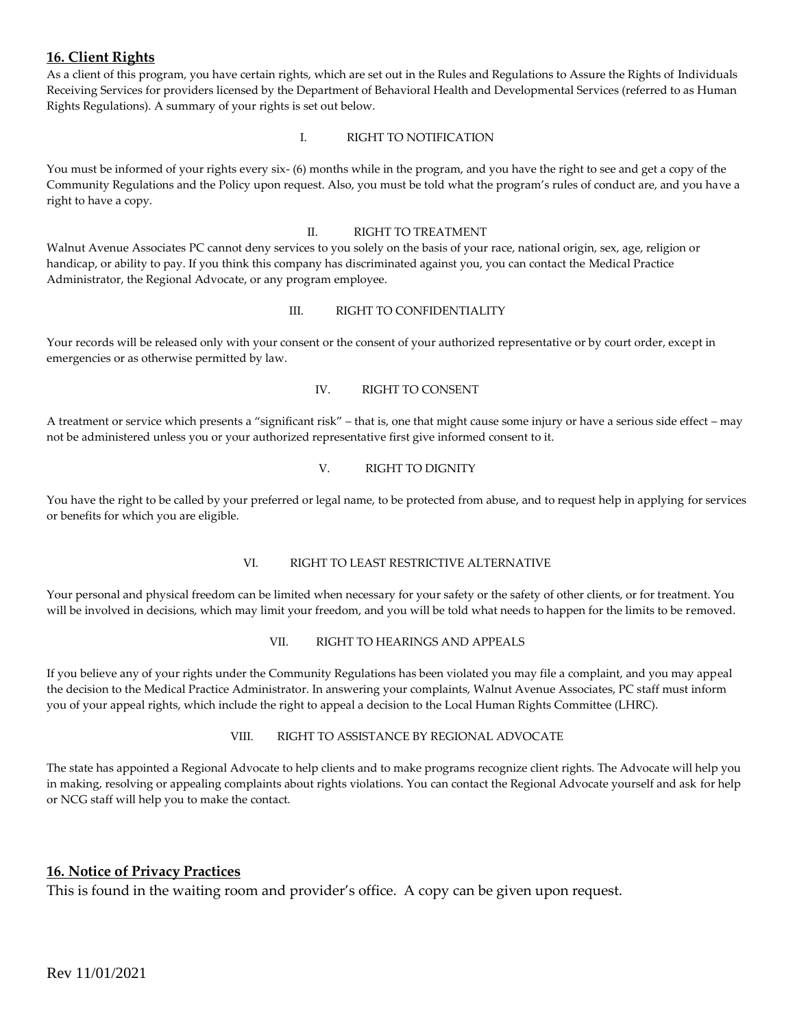## 16. Client Rights

As a client of this program, you have certain rights, which are set out in the Rules and Regulations to Assure the Rights of Individuals Receiving Services for providers licensed by the Department of Behavioral Health and Developmental Services (referred to as Human Rights Regulations). A summary of your rights is set out below.

### I. RIGHT TO NOTIFICATION

You must be informed of your rights every six- (6) months while in the program, and you have the right to see and get a copy of the Community Regulations and the Policy upon request. Also, you must be told what the program's rules of conduct are, and you have a right to have a copy.

### II. RIGHT TO TREATMENT

Walnut Avenue Associates PC cannot deny services to you solely on the basis of your race, national origin, sex, age, religion or handicap, or ability to pay. If you think this company has discriminated against you, you can contact the Medical Practice Administrator, the Regional Advocate, or any program employee.

### III. RIGHT TO CONFIDENTIALITY

Your records will be released only with your consent or the consent of your authorized representative or by court order, except in emergencies or as otherwise permitted by law.

### IV. RIGHT TO CONSENT

A treatment or service which presents a "significant risk" – that is, one that might cause some injury or have a serious side effect – may not be administered unless you or your authorized representative first give informed consent to it.

### V. RIGHT TO DIGNITY

You have the right to be called by your preferred or legal name, to be protected from abuse, and to request help in applying for services or benefits for which you are eligible.

### VI. RIGHT TO LEAST RESTRICTIVE ALTERNATIVE

Your personal and physical freedom can be limited when necessary for your safety or the safety of other clients, or for treatment. You will be involved in decisions, which may limit your freedom, and you will be told what needs to happen for the limits to be removed.

### VII. RIGHT TO HEARINGS AND APPEALS

If you believe any of your rights under the Community Regulations has been violated you may file a complaint, and you may appeal the decision to the Medical Practice Administrator. In answering your complaints, Walnut Avenue Associates, PC staff must inform you of your appeal rights, which include the right to appeal a decision to the Local Human Rights Committee (LHRC).

### VIII. RIGHT TO ASSISTANCE BY REGIONAL ADVOCATE

The state has appointed a Regional Advocate to help clients and to make programs recognize client rights. The Advocate will help you in making, resolving or appealing complaints about rights violations. You can contact the Regional Advocate yourself and ask for help or NCG staff will help you to make the contact.

## 16. Notice of Privacy Practices

This is found in the waiting room and provider's office. A copy can be given upon request.

Rev 11/01/2021